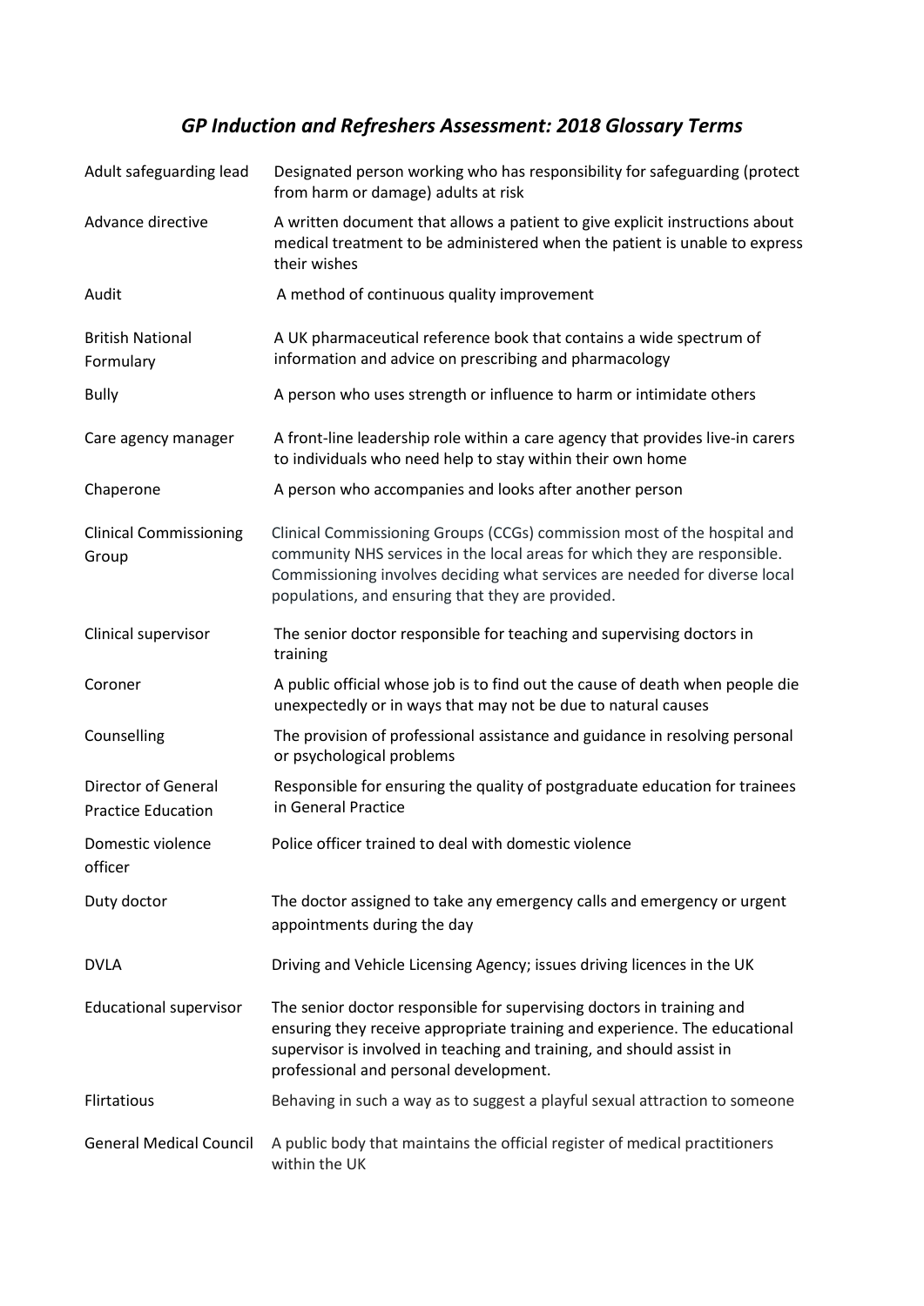# *GP Induction and Refreshers Assessment: 2018 Glossary Terms*

| | |
|---|---|
| Adult safeguarding lead | Designated person working who has responsibility for safeguarding (protect from harm or damage) adults at risk |
| Advance directive | A written document that allows a patient to give explicit instructions about medical treatment to be administered when the patient is unable to express their wishes |
| Audit | A method of continuous quality improvement |
| British National Formulary | A UK pharmaceutical reference book that contains a wide spectrum of information and advice on prescribing and pharmacology |
| Bully | A person who uses strength or influence to harm or intimidate others |
| Care agency manager | A front-line leadership role within a care agency that provides live-in carers to individuals who need help to stay within their own home |
| Chaperone | A person who accompanies and looks after another person |
| Clinical Commissioning Group | Clinical Commissioning Groups (CCGs) commission most of the hospital and community NHS services in the local areas for which they are responsible. Commissioning involves deciding what services are needed for diverse local populations, and ensuring that they are provided. |
| Clinical supervisor | The senior doctor responsible for teaching and supervising doctors in training |
| Coroner | A public official whose job is to find out the cause of death when people die unexpectedly or in ways that may not be due to natural causes |
| Counselling | The provision of professional assistance and guidance in resolving personal or psychological problems |
| Director of General Practice Education | Responsible for ensuring the quality of postgraduate education for trainees in General Practice |
| Domestic violence officer | Police officer trained to deal with domestic violence |
| Duty doctor | The doctor assigned to take any emergency calls and emergency or urgent appointments during the day |
| DVLA | Driving and Vehicle Licensing Agency; issues driving licences in the UK |
| Educational supervisor | The senior doctor responsible for supervising doctors in training and ensuring they receive appropriate training and experience. The educational supervisor is involved in teaching and training, and should assist in professional and personal development. |
| Flirtatious | Behaving in such a way as to suggest a playful sexual attraction to someone |
| General Medical Council | A public body that maintains the official register of medical practitioners within the UK |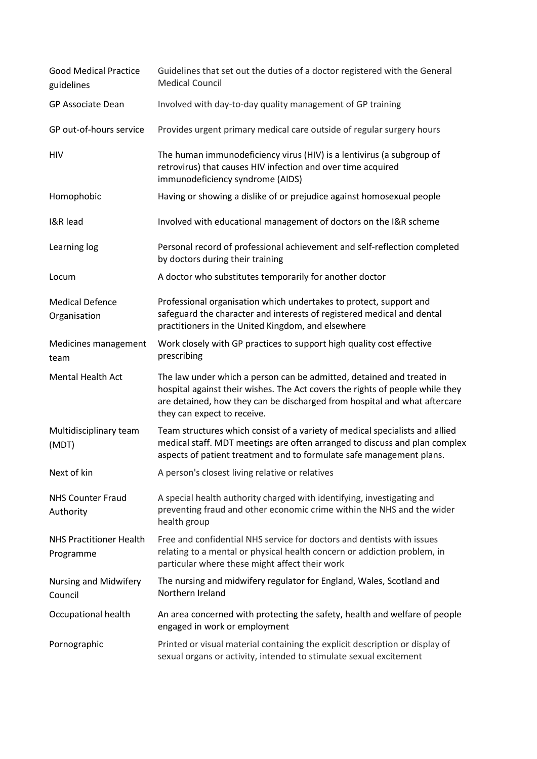| | |
|---|---|
| Good Medical Practice guidelines | Guidelines that set out the duties of a doctor registered with the General Medical Council |
| GP Associate Dean | Involved with day-to-day quality management of GP training |
| GP out-of-hours service | Provides urgent primary medical care outside of regular surgery hours |
| HIV | The human immunodeficiency virus (HIV) is a lentivirus (a subgroup of retrovirus) that causes HIV infection and over time acquired immunodeficiency syndrome (AIDS) |
| Homophobic | Having or showing a dislike of or prejudice against homosexual people |
| I&R lead | Involved with educational management of doctors on the I&R scheme |
| Learning log | Personal record of professional achievement and self-reflection completed by doctors during their training |
| Locum | A doctor who substitutes temporarily for another doctor |
| Medical Defence Organisation | Professional organisation which undertakes to protect, support and safeguard the character and interests of registered medical and dental practitioners in the United Kingdom, and elsewhere |
| Medicines management team | Work closely with GP practices to support high quality cost effective prescribing |
| Mental Health Act | The law under which a person can be admitted, detained and treated in hospital against their wishes. The Act covers the rights of people while they are detained, how they can be discharged from hospital and what aftercare they can expect to receive. |
| Multidisciplinary team (MDT) | Team structures which consist of a variety of medical specialists and allied medical staff. MDT meetings are often arranged to discuss and plan complex aspects of patient treatment and to formulate safe management plans. |
| Next of kin | A person's closest living relative or relatives |
| NHS Counter Fraud Authority | A special health authority charged with identifying, investigating and preventing fraud and other economic crime within the NHS and the wider health group |
| NHS Practitioner Health Programme | Free and confidential NHS service for doctors and dentists with issues relating to a mental or physical health concern or addiction problem, in particular where these might affect their work |
| Nursing and Midwifery Council | The nursing and midwifery regulator for England, Wales, Scotland and Northern Ireland |
| Occupational health | An area concerned with protecting the safety, health and welfare of people engaged in work or employment |
| Pornographic | Printed or visual material containing the explicit description or display of sexual organs or activity, intended to stimulate sexual excitement |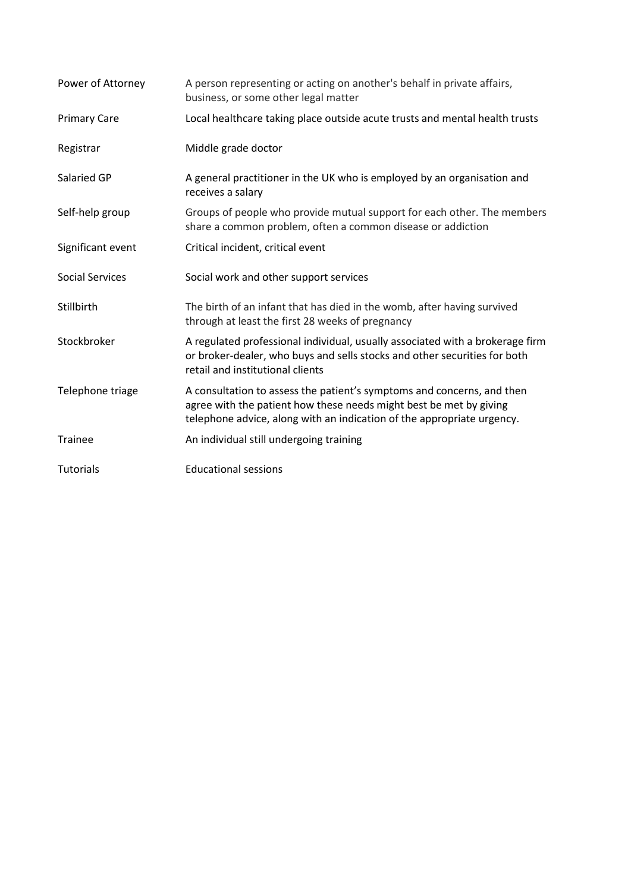| | |
|---|---|
| Power of Attorney | A person representing or acting on another's behalf in private affairs, business, or some other legal matter |
| Primary Care | Local healthcare taking place outside acute trusts and mental health trusts |
| Registrar | Middle grade doctor |
| Salaried GP | A general practitioner in the UK who is employed by an organisation and receives a salary |
| Self-help group | Groups of people who provide mutual support for each other. The members share a common problem, often a common disease or addiction |
| Significant event | Critical incident, critical event |
| Social Services | Social work and other support services |
| Stillbirth | The birth of an infant that has died in the womb, after having survived through at least the first 28 weeks of pregnancy |
| Stockbroker | A regulated professional individual, usually associated with a brokerage firm or broker-dealer, who buys and sells stocks and other securities for both retail and institutional clients |
| Telephone triage | A consultation to assess the patient's symptoms and concerns, and then agree with the patient how these needs might best be met by giving telephone advice, along with an indication of the appropriate urgency. |
| Trainee | An individual still undergoing training |
| Tutorials | Educational sessions |